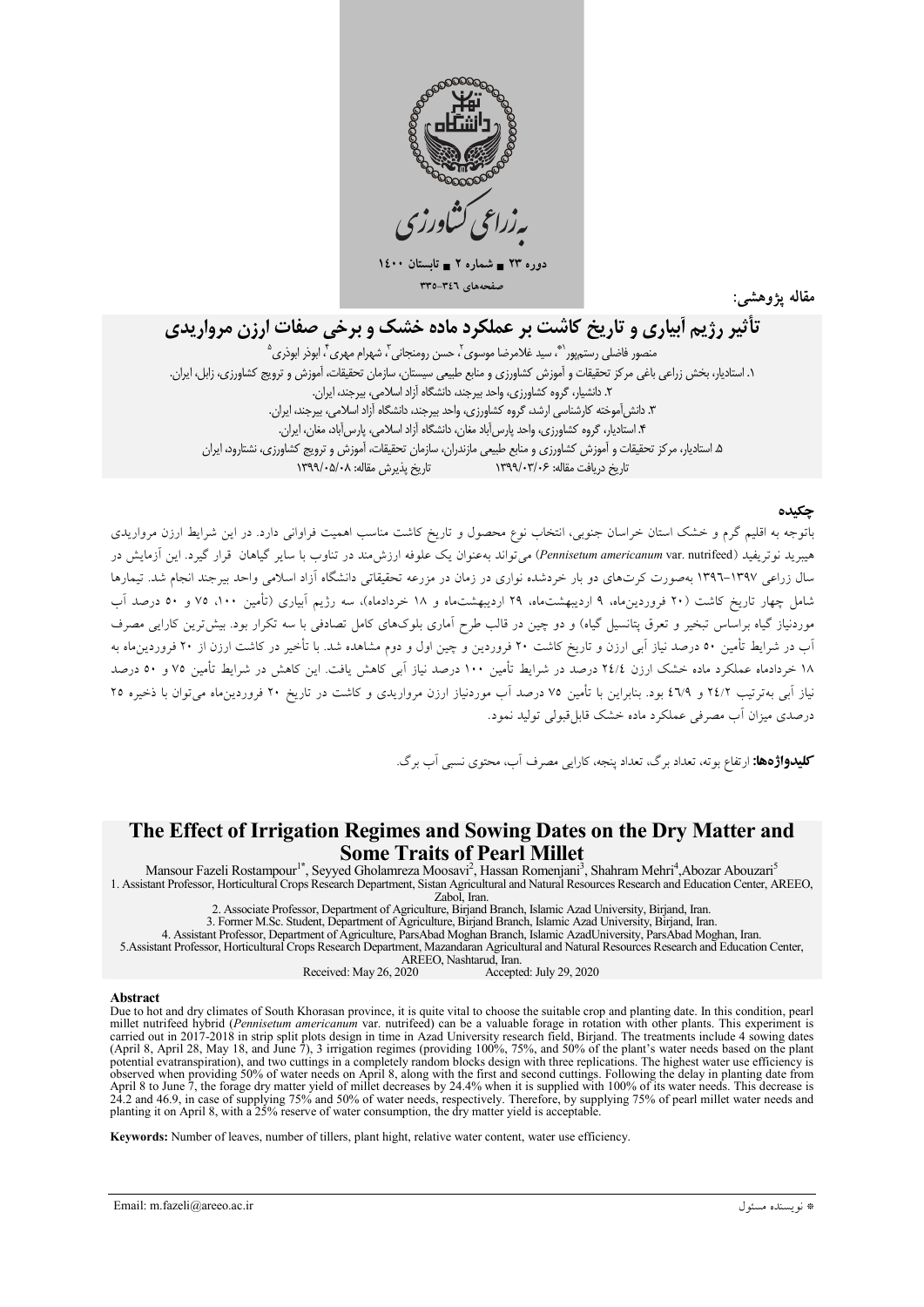مقاله پژوهشی:

# تأثیر رژیم آبیاری و تاریخ کاشت بر عملکرد ماده خشک و برخی صفات ارزن مرواریدی

منصور فاضلی رستم‌پور[1*]، سید غلامرضا موسوی[2]، حسن رومنجانی[3]، شهرام مهری[4]، ابوذر ابوذری[5]

۱. استادیار، بخش زراعی باغی مرکز تحقیقات و آموزش کشاورزی و منابع طبیعی سیستان، سازمان تحقیقات، آموزش و ترویج کشاورزی، زابل، ایران.
۲. دانشیار، گروه کشاورزی، واحد بیرجند، دانشگاه آزاد اسلامی، بیرجند، ایران.
۳. دانش‌آموخته کارشناسی ارشد، گروه کشاورزی، واحد بیرجند، دانشگاه آزاد اسلامی، بیرجند، ایران.
۴. استادیار، گروه کشاورزی، واحد پارس‌آباد مغان، دانشگاه آزاد اسلامی، پارس‌آباد، مغان، ایران.
۵. استادیار، مرکز تحقیقات و آموزش کشاورزی و منابع طبیعی مازندران، سازمان تحقیقات، آموزش و ترویج کشاورزی، نشتارود، ایران

تاریخ دریافت مقاله: ۱۳۹۹/۰۳/۰۶ تاریخ پذیرش مقاله: ۱۳۹۹/۰۵/۰۸

## چکیده

باتوجه به اقلیم گرم و خشک استان خراسان جنوبی، انتخاب نوع محصول و تاریخ کاشت مناسب اهمیت فراوانی دارد. در این شرایط ارزن مرواریدی هیبرید نوتریفید (*Pennisetum americanum* var. nutrifeed) می‌تواند به‌عنوان یک علوفه ارزشمند در تناوب با سایر گیاهان قرار گیرد. این آزمایش در سال زراعی ۱۳۹۷-۱۳۹۶ به‌صورت کرت‌های دو بار خردشده نواری در زمان در مزرعه تحقیقاتی دانشگاه آزاد اسلامی واحد بیرجند انجام شد. تیمارها شامل چهار تاریخ کاشت (۲۰ فروردین‌ماه، ۹ اردیبهشت‌ماه، ۲۹ اردیبهشت‌ماه و ۱۸ خردادماه)، سه رژیم آبیاری (تأمین ۱۰۰، ۷۵ و ۵۰ درصد آب موردنیاز گیاه براساس تبخیر و تعرق پتانسیل گیاه) و دو چین در قالب طرح آماری بلوک‌های کامل تصادفی با سه تکرار بود. بیش‌ترین کارایی مصرف آب در شرایط تأمین ۵۰ درصد نیاز آبی ارزن و تاریخ کاشت ۲۰ فروردین و چین اول و دوم مشاهده شد. با تأخیر در کاشت ارزن از ۲۰ فروردین‌ماه به ۱۸ خردادماه عملکرد ماده خشک ارزن ۲۴/۴ درصد در شرایط تأمین ۱۰۰ درصد نیاز آبی کاهش یافت. این کاهش در شرایط تأمین ۷۵ و ۵۰ درصد نیاز آبی به‌ترتیب ۲۴/۲ و ۴۶/۹ بود. بنابراین با تأمین ۷۵ درصد آب موردنیاز ارزن مرواریدی و کاشت در تاریخ ۲۰ فروردین‌ماه می‌توان با ذخیره ۲۵ درصدی میزان آب مصرفی عملکرد ماده خشک قابل‌قبولی تولید نمود.

**کلیدواژه‌ها:** ارتفاع بوته، تعداد برگ، تعداد پنجه، کارایی مصرف آب، محتوی نسبی آب برگ.

# The Effect of Irrigation Regimes and Sowing Dates on the Dry Matter and Some Traits of Pearl Millet

Mansour Fazeli Rostampour[1*], Seyyed Gholamreza Moosavi[2], Hassan Romenjani[3], Shahram Mehri[4], Abozar Abouzari[5]

1. Assistant Professor, Horticultural Crops Research Department, Sistan Agricultural and Natural Resources Research and Education Center, AREEO, Zabol, Iran.
2. Associate Professor, Department of Agriculture, Birjand Branch, Islamic Azad University, Birjand, Iran.
3. Former M.Sc. Student, Department of Agriculture, Birjand Branch, Islamic Azad University, Birjand, Iran.
4. Assistant Professor, Department of Agriculture, ParsAbad Moghan Branch, Islamic AzadUniversity, ParsAbad Moghan, Iran.
5. Assistant Professor, Horticultural Crops Research Department, Mazandaran Agricultural and Natural Resources Research and Education Center, AREEO, Nashtarud, Iran.

Received: May 26, 2020 Accepted: July 29, 2020

## Abstract

Due to hot and dry climates of South Khorasan province, it is quite vital to choose the suitable crop and planting date. In this condition, pearl millet nutrifeed hybrid (*Pennisetum americanum* var. nutrifeed) can be a valuable forage in rotation with other plants. This experiment is carried out in 2017-2018 in strip split plots design in time in Azad University research field, Birjand. The treatments include 4 sowing dates (April 8, April 28, May 18, and June 7), 3 irrigation regimes (providing 100%, 75%, and 50% of the plant's water needs based on the plant potential evatranspiration), and two cuttings in a completely random blocks design with three replications. The highest water use efficiency is observed when providing 50% of water needs on April 8, along with the first and second cuttings. Following the delay in planting date from April 8 to June 7, the forage dry matter yield of millet decreases by 24.4% when it is supplied with 100% of its water needs. This decrease is 24.2 and 46.9, in case of supplying 75% and 50% of water needs, respectively. Therefore, by supplying 75% of pearl millet water needs and planting it on April 8, with a 25% reserve of water consumption, the dry matter yield is acceptable.

**Keywords:** Number of leaves, number of tillers, plant hight, relative water content, water use efficiency.

* نویسنده مسئول Email: m.fazeli@areeo.ac.ir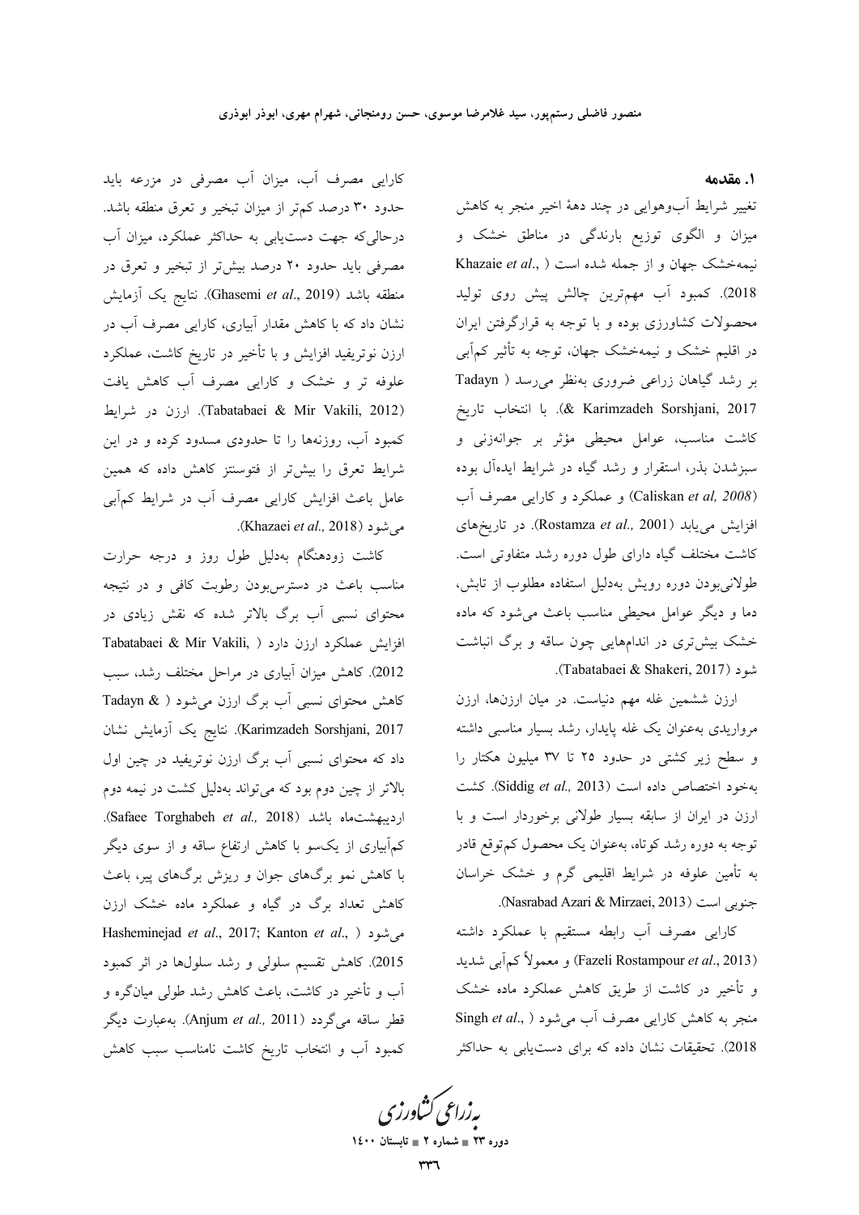## ۱. مقدمه

تغییر شرایط آب‌وهوایی در چند دههٔ اخیر منجر به کاهش میزان و الگوی توزیع بارندگی در مناطق خشک و نیمه‌خشک جهان و از جمله شده است (Khazaie *et al*., 2018). کمبود آب مهم‌ترین چالش پیش روی تولید محصولات کشاورزی بوده و با توجه به قرارگرفتن ایران در اقلیم خشک و نیمه‌خشک جهان، توجه به تأثیر کم‌آبی بر رشد گیاهان زراعی ضروری به‌نظر می‌رسد (Tadayn & Karimzadeh Sorshjani, 2017). با انتخاب تاریخ کاشت مناسب، عوامل محیطی مؤثر بر جوانه‌زنی و سبزشدن بذر، استقرار و رشد گیاه در شرایط ایده‌آل بوده (Caliskan *et al, 2008*) و عملکرد و کارایی مصرف آب افزایش می‌یابد (Rostamza *et al.,* 2001). در تاریخ‌های کاشت مختلف گیاه دارای طول دوره رشد متفاوتی است. طولانی‌بودن دوره رویش به‌دلیل استفاده مطلوب از تابش، دما و دیگر عوامل محیطی مناسب باعث می‌شود که ماده خشک بیش‌تری در اندام‌هایی چون ساقه و برگ انباشت شود (Tabatabaei & Shakeri, 2017).

ارزن ششمین غله مهم دنیاست. در میان ارزن‌ها، ارزن مرواریدی به‌عنوان یک غله پایدار، رشد بسیار مناسبی داشته و سطح زیر کشتی در حدود ۲۵ تا ۳۷ میلیون هکتار را به‌خود اختصاص داده است (Siddig *et al.,* 2013). کشت ارزن در ایران از سابقه بسیار طولانی برخوردار است و با توجه به دوره رشد کوتاه، به‌عنوان یک محصول کم‌توقع قادر به تأمین علوفه در شرایط اقلیمی گرم و خشک خراسان جنوبی است (Nasrabad Azari & Mirzaei, 2013).

کارایی مصرف آب رابطه مستقیم با عملکرد داشته (Fazeli Rostampour *et al*., 2013) و معمولاً کم‌آبی شدید و تأخیر در کاشت از طریق کاهش عملکرد ماده خشک منجر به کاهش کارایی مصرف آب می‌شود (Singh *et al*., 2018). تحقیقات نشان داده که برای دست‌یابی به حداکثر کارایی مصرف آب، میزان آب مصرفی در مزرعه باید حدود ۳۰ درصد کم‌تر از میزان تبخیر و تعرق منطقه باشد. درحالی‌که جهت دست‌یابی به حداکثر عملکرد، میزان آب مصرفی باید حدود ۲۰ درصد بیش‌تر از تبخیر و تعرق در منطقه باشد (Ghasemi *et al*., 2019). نتایج یک آزمایش نشان داد که با کاهش مقدار آبیاری، کارایی مصرف آب در ارزن نوتریفید افزایش و با تأخیر در تاریخ کاشت، عملکرد علوفه تر و خشک و کارایی مصرف آب کاهش یافت (Tabatabaei & Mir Vakili, 2012). ارزن در شرایط کمبود آب، روزنه‌ها را تا حدودی مسدود کرده و در این شرایط تعرق را بیش‌تر از فتوسنتز کاهش داده که همین عامل باعث افزایش کارایی مصرف آب در شرایط کم‌آبی می‌شود (Khazaei *et al.,* 2018).

کاشت زودهنگام به‌دلیل طول روز و درجه حرارت مناسب باعث در دسترس‌بودن رطوبت کافی و در نتیجه محتوای نسبی آب برگ بالاتر شده که نقش زیادی در افزایش عملکرد ارزن دارد (Tabatabaei & Mir Vakili, 2012). کاهش میزان آبیاری در مراحل مختلف رشد، سبب کاهش محتوای نسبی آب برگ ارزن می‌شود (Tadayn & Karimzadeh Sorshjani, 2017). نتایج یک آزمایش نشان داد که محتوای نسبی آب برگ ارزن نوتریفید در چین اول بالاتر از چین دوم بود که می‌تواند به‌دلیل کشت در نیمه دوم اردیبهشت‌ماه باشد (Safaee Torghabeh *et al.,* 2018). کم‌آبیاری از یک‌سو با کاهش ارتفاع ساقه و از سوی دیگر با کاهش نمو برگ‌های جوان و ریزش برگ‌های پیر، باعث کاهش تعداد برگ در گیاه و عملکرد ماده خشک ارزن می‌شود (Hasheminejad *et al*., 2017; Kanton *et al*., 2015). کاهش تقسیم سلولی و رشد سلول‌ها در اثر کمبود آب و تأخیر در کاشت، باعث کاهش رشد طولی میان‌گره و قطر ساقه می‌گردد (Anjum *et al.,* 2011). به‌عبارت دیگر کمبود آب و انتخاب تاریخ کاشت نامناسب سبب کاهش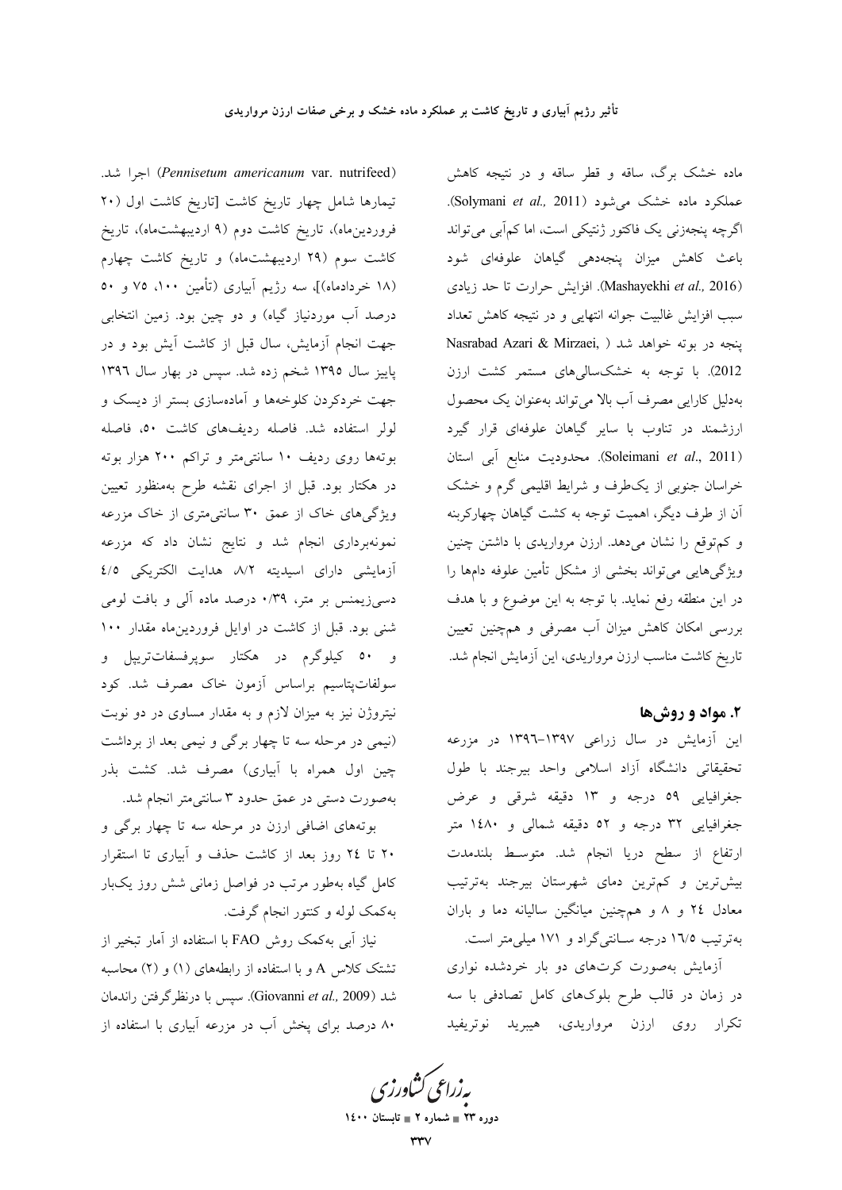ماده خشک برگ، ساقه و قطر ساقه و در نتیجه کاهش عملکرد ماده خشک می‌شود (Solymani *et al.,* 2011). اگرچه پنجه‌زنی یک فاکتور ژنتیکی است، اما کم‌آبی می‌تواند باعث کاهش میزان پنجه‌دهی گیاهان علوفه‌ای شود (Mashayekhi *et al.,* 2016). افزایش حرارت تا حد زیادی سبب افزایش غالبیت جوانه انتهایی و در نتیجه کاهش تعداد پنجه در بوته خواهد شد (Nasrabad Azari & Mirzaei, 2012). با توجه به خشکسالی‌های مستمر کشت ارزن به‌دلیل کارایی مصرف آب بالا می‌تواند به‌عنوان یک محصول ارزشمند در تناوب با سایر گیاهان علوفه‌ای قرار گیرد (Soleimani *et al*., 2011). محدودیت منابع آبی استان خراسان جنوبی از یک‌طرف و شرایط اقلیمی گرم و خشک آن از طرف دیگر، اهمیت توجه به کشت گیاهان چهارکربنه و کم‌توقع را نشان می‌دهد. ارزن مرواریدی با داشتن چنین ویژگی‌هایی می‌تواند بخشی از مشکل تأمین علوفه دام‌ها را در این منطقه رفع نماید. با توجه به این موضوع و با هدف بررسی امکان کاهش میزان آب مصرفی و همچنین تعیین تاریخ کاشت مناسب ارزن مرواریدی، این آزمایش انجام شد.

## ۲. مواد و روش‌ها

این آزمایش در سال زراعی ۱۳۹۷-۱۳۹٦ در مزرعه تحقیقاتی دانشگاه آزاد اسلامی واحد بیرجند با طول جغرافیایی ٥۹ درجه و ۱۳ دقیقه شرقی و عرض جغرافیایی ۳۲ درجه و ٥۲ دقیقه شمالی و ۱٤۸۰ متر ارتفاع از سطح دریا انجام شد. متوسط بلندمدت بیش‌ترین و کم‌ترین دمای شهرستان بیرجند به‌ترتیب معادل ۲٤ و ۸ و همچنین میانگین سالیانه دما و باران به‌ترتیب ۱٦/٥ درجه سانتی‌گراد و ۱۷۱ میلی‌متر است.

آزمایش به‌صورت کرت‌های دو بار خردشده نواری در زمان در قالب طرح بلوک‌های کامل تصادفی با سه تکرار روی ارزن مرواریدی، هیبرید نوتریفید (*Pennisetum americanum* var. nutrifeed) اجرا شد. تیمارها شامل چهار تاریخ کاشت [تاریخ کاشت اول (۲۰ فروردین‌ماه)، تاریخ کاشت دوم (۹ اردیبهشت‌ماه)، تاریخ کاشت سوم (۲۹ اردیبهشت‌ماه) و تاریخ کاشت چهارم (۱۸ خردادماه)]، سه رژیم آبیاری (تأمین ۱۰۰، ۷٥ و ٥۰ درصد آب موردنیاز گیاه) و دو چین بود. زمین انتخابی جهت انجام آزمایش، سال قبل از کاشت آیش بود و در پاییز سال ۱۳۹٥ شخم زده شد. سپس در بهار سال ۱۳۹٦ جهت خردکردن کلوخه‌ها و آماده‌سازی بستر از دیسک و لولر استفاده شد. فاصله ردیف‌های کاشت ٥۰، فاصله بوته‌ها روی ردیف ۱۰ سانتی‌متر و تراکم ۲۰۰ هزار بوته در هکتار بود. قبل از اجرای نقشه طرح به‌منظور تعیین ویژگی‌های خاک از عمق ۳۰ سانتی‌متری از خاک مزرعه نمونه‌برداری انجام شد و نتایج نشان داد که مزرعه آزمایشی دارای اسیدیته ۸/۲، هدایت الکتریکی ٤/٥ دسی‌زیمنس بر متر، ۰/۳۹ درصد ماده آلی و بافت لومی شنی بود. قبل از کاشت در اوایل فروردین‌ماه مقدار ۱۰۰ و ٥۰ کیلوگرم در هکتار سوپرفسفات‌تریپل و سولفات‌پتاسیم براساس آزمون خاک مصرف شد. کود نیتروژن نیز به میزان لازم و به مقدار مساوی در دو نوبت (نیمی در مرحله سه تا چهار برگی و نیمی بعد از برداشت چین اول همراه با آبیاری) مصرف شد. کشت بذر به‌صورت دستی در عمق حدود ۳ سانتی‌متر انجام شد.

بوته‌های اضافی ارزن در مرحله سه تا چهار برگی و ۲۰ تا ۲٤ روز بعد از کاشت حذف و آبیاری تا استقرار کامل گیاه به‌طور مرتب در فواصل زمانی شش روز یک‌بار به‌کمک لوله و کنتور انجام گرفت.

نیاز آبی به‌کمک روش FAO با استفاده از آمار تبخیر از تشتک کلاس A و با استفاده از رابطه‌های (۱) و (۲) محاسبه شد (Giovanni *et al.,* 2009). سپس با درنظرگرفتن راندمان ۸۰ درصد برای پخش آب در مزرعه آبیاری با استفاده از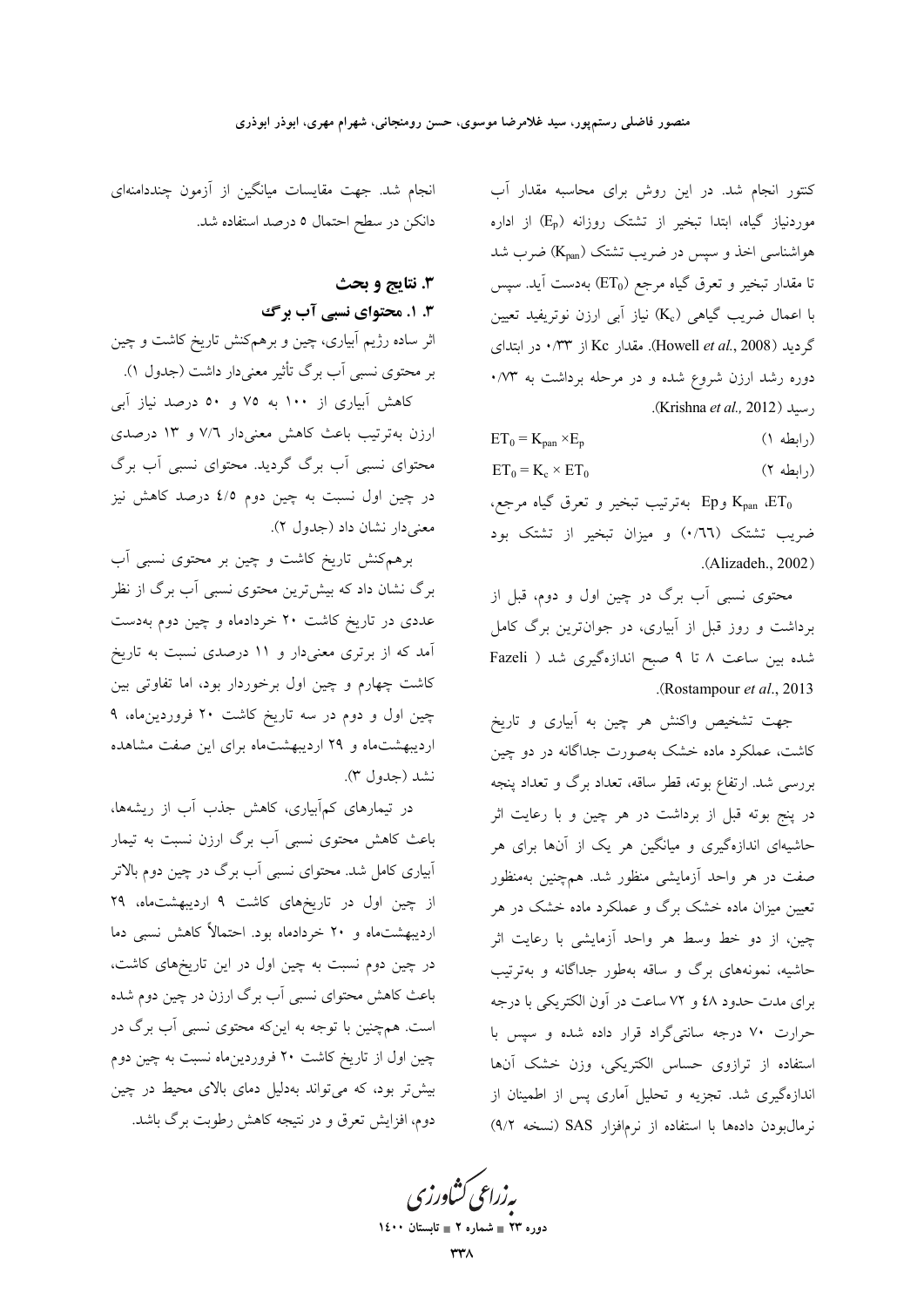کنتور انجام شد. در این روش برای محاسبه مقدار آب موردنیاز گیاه، ابتدا تبخیر از تشتک روزانه ($E_p$) از اداره هواشناسی اخذ و سپس در ضریب تشتک ($K_{pan}$) ضرب شد تا مقدار تبخیر و تعرق گیاه مرجع ($ET_0$) به‌دست آید. سپس با اعمال ضریب گیاهی ($K_c$) نیاز آبی ارزن نوتریفید تعیین گردید (Howell *et al.*, 2008). مقدار Kc از ۰/۳۳ در ابتدای دوره رشد ارزن شروع شده و در مرحله برداشت به ۰/۷۳ رسید (Krishna *et al.,* 2012).

$$ET_0 = K_{pan} \times E_p \quad \text{(رابطه ۱)}$$

$$ET_0 = K_c \times ET_0 \quad \text{(رابطه ۲)}$$

$ET_0$، $K_{pan}$ و Ep به‌ترتیب تبخیر و تعرق گیاه مرجع، ضریب تشتک (۰/۶۶) و میزان تبخیر از تشتک بود (Alizadeh., 2002).

محتوی نسبی آب برگ در چین اول و دوم، قبل از برداشت و روز قبل از آبیاری، در جوان‌ترین برگ کامل شده بین ساعت ۸ تا ۹ صبح اندازه‌گیری شد (Fazeli Rostampour *et al*., 2013).

جهت تشخیص واکنش هر چین به آبیاری و تاریخ کاشت، عملکرد ماده خشک به‌صورت جداگانه در دو چین بررسی شد. ارتفاع بوته، قطر ساقه، تعداد برگ و تعداد پنجه در پنج بوته قبل از برداشت در هر چین و با رعایت اثر حاشیه‌ای اندازه‌گیری و میانگین هر یک از آنها برای هر صفت در هر واحد آزمایشی منظور شد. همچنین به‌منظور تعیین میزان ماده خشک برگ و عملکرد ماده خشک در هر چین، از دو خط وسط هر واحد آزمایشی با رعایت اثر حاشیه، نمونه‌های برگ و ساقه به‌طور جداگانه و به‌ترتیب برای مدت حدود ۴۸ و ۷۲ ساعت در آون الکتریکی با درجه حرارت ۷۰ درجه سانتی‌گراد قرار داده شده و سپس با استفاده از ترازوی حساس الکتریکی، وزن خشک آنها اندازه‌گیری شد. تجزیه و تحلیل آماری پس از اطمینان از نرمال‌بودن داده‌ها با استفاده از نرم‌افزار SAS (نسخه ۹/۲) انجام شد. جهت مقایسات میانگین از آزمون چنددامنه‌ای دانکن در سطح احتمال ۵ درصد استفاده شد.

## ۳. نتایج و بحث

### ۳. ۱. محتوای نسبی آب برگ

اثر ساده رژیم آبیاری، چین و برهم‌کنش تاریخ کاشت و چین بر محتوی نسبی آب برگ تأثیر معنی‌دار داشت (جدول ۱).

کاهش آبیاری از ۱۰۰ به ۷۵ و ۵۰ درصد نیاز آبی ارزن به‌ترتیب باعث کاهش معنی‌دار ۷/۶ و ۱۳ درصدی محتوای نسبی آب برگ گردید. محتوای نسبی آب برگ در چین اول نسبت به چین دوم ۴/۵ درصد کاهش نیز معنی‌دار نشان داد (جدول ۲).

برهم‌کنش تاریخ کاشت و چین بر محتوی نسبی آب برگ نشان داد که بیش‌ترین محتوی نسبی آب برگ از نظر عددی در تاریخ کاشت ۲۰ خردادماه و چین دوم به‌دست آمد که از برتری معنی‌دار و ۱۱ درصدی نسبت به تاریخ کاشت چهارم و چین اول برخوردار بود، اما تفاوتی بین چین اول و دوم در سه تاریخ کاشت ۲۰ فروردین‌ماه، ۹ اردیبهشت‌ماه و ۲۹ اردیبهشت‌ماه برای این صفت مشاهده نشد (جدول ۳).

در تیمارهای کم‌آبیاری، کاهش جذب آب از ریشه‌ها، باعث کاهش محتوی نسبی آب برگ ارزن نسبت به تیمار آبیاری کامل شد. محتوای نسبی آب برگ در چین دوم بالاتر از چین اول در تاریخ‌های کاشت ۹ اردیبهشت‌ماه، ۲۹ اردیبهشت‌ماه و ۲۰ خردادماه بود. احتمالاً کاهش نسبی دما در چین دوم نسبت به چین اول در این تاریخ‌های کاشت، باعث کاهش محتوای نسبی آب برگ ارزن در چین دوم شده است. هم‌چنین با توجه به این‌که محتوی نسبی آب برگ در چین اول از تاریخ کاشت ۲۰ فروردین‌ماه نسبت به چین دوم بیش‌تر بود، که می‌تواند به‌دلیل دمای بالای محیط در چین دوم، افزایش تعرق و در نتیجه کاهش رطوبت برگ باشد.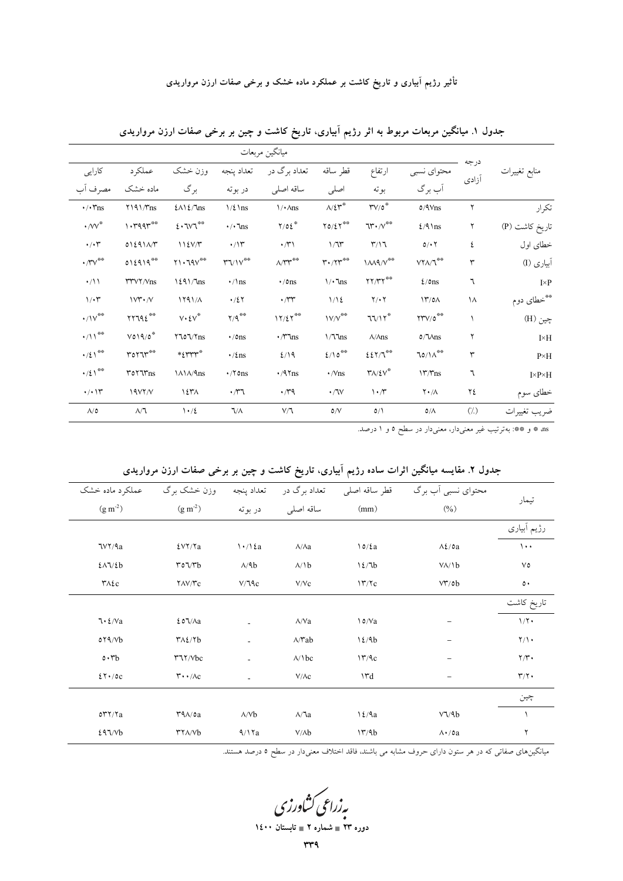جدول ۱. میانگین مربعات مربوط به اثر رژیم آبیاری، تاریخ کاشت و چین بر برخی صفات ارزن مرواریدی

| منابع تغییرات | درجه آزادی | میانگین مربعات | | | | | | | | |
|---|---|---|---|---|---|---|---|---|---|---|
| | | محتوای نسبی آب برگ | ارتفاع بوته | قطر ساقه اصلی | تعداد برگ در ساقه اصلی | تعداد پنجه در بوته | وزن خشک برگ | عملکرد ماده خشک | کارایی مصرف آب |
| تکرار | ۲ | ۵/۹۷ns | ۳۷/۵* | ۸/۴۳* | ۱/۰۸ns | ۱/۴۱ns | ۴۸۱۴/۶ns | ۲۱۹۱/۳ns | ۰/۰۳ns |
| تاریخ کاشت (P) | ۲ | ۴/۹۱ns | ۶۳۰/۷** | ۲۵/۴۲** | ۲/۵۴* | ۰/۰۶ns | ۴۰۶۷۶** | ۱۰۳۹۹۳** | ۰/۷۷* |
| خطای اول | ۴ | ۵/۰۲ | ۳/۱۶ | ۱/۶۳ | ۰/۳۱ | ۰/۱۳ | ۱۱۴۷/۳ | ۵۱۴۹۱۸/۳ | ۰/۰۳ |
| آبیاری (I) | ۳ | ۷۲۸/۶** | ۱۸۸۹/۷** | ۳۰/۲۳** | ۸/۳۳** | ۳۶/۱۷** | ۲۱۰۶۹۷** | ۵۱۴۹۱۹** | ۰/۳۷** |
| I×P | ۶ | ۴/۵ns | ۲۲/۳۲** | ۱/۰۶ns | ۰/۵ns | ۰/۱ns | ۱۴۹۱/۶ns | ۳۳۷۲/۷ns | ۰/۱۱ |
| **خطای دوم | ۱۸ | ۱۳/۵۸ | ۲/۰۲ | ۱/۱۴ | ۰/۳۳ | ۰/۴۲ | ۱۲۹۱/۸ | ۱۷۳۰/۷ | ۱/۰۳ |
| چین (H) | ۱ | ۲۳۷/۵** | ۶۶/۱۲* | ۱۷/۷** | ۱۲/۴۲** | ۲/۹** | ۷۰۴۷* | ۲۲۶۹۴** | ۰/۱۷** |
| I×H | ۲ | ۵/۶۸ns | ۸/۸ns | ۱/۶۶ns | ۰/۳۶ns | ۰/۵ns | ۲۶۵۶/۲ns | ۷۵۱۹/۵* | ۰/۱۱** |
| P×H | ۳ | ۶۵/۱۸** | ۴۴۲/۶** | ۴/۱۵** | ۴/۱۹ | ۰/۴ns | ۴۳۳۳* | ۳۵۲۶۳** | ۰/۴۱** |
| I×P×H | ۶ | ۱۳/۳ns | ۳۸/۴۷* | ۰/۷ns | ۰/۹۲ns | ۰/۲۵ns | ۱۸۱۸/۹ns | ۳۵۲۶۳ns | ۰/۴۱** |
| خطای سوم | ۲۴ | ۲۰/۸ | ۱۰/۳ | ۰/۶۷ | ۰/۳۹ | ۰/۳۶ | ۱۴۳۸ | ۱۹۷۲/۷ | ۰/۰۱۳ |
| ضریب تغییرات | (٪) | ۵/۸ | ۵/۱ | ۵/۷ | ۷/۶ | ۶/۸ | ۱۰/۴ | ۸/۶ | ۸/۵ |

ns، * و **: به‌ترتیب غیر معنی‌دار، معنی‌دار در سطح ۵ و ۱ درصد.

جدول ۲. مقایسه میانگین اثرات ساده رژیم آبیاری، تاریخ کاشت و چین بر برخی صفات ارزن مرواریدی

| تیمار | محتوای نسبی آب برگ (%) | قطر ساقه اصلی (mm) | تعداد برگ در ساقه اصلی | تعداد پنجه در بوته | وزن خشک برگ ($g\ m^{-2}$) | عملکرد ماده خشک ($g\ m^{-2}$) |
|---|---|---|---|---|---|---|
| **رژیم آبیاری** | | | | | | |
| ۱۰۰ | ۸۴/۵a | ۱۵/۴a | ۸/۸a | ۱۰/۱۴a | ۴۷۲/۲a | ۶۷۲/۹a |
| ۷۵ | ۷۸/۱b | ۱۴/۶b | ۸/۱b | ۸/۹b | ۳۵۶/۳b | ۴۸۶/۴b |
| ۵۰ | ۷۳/۵b | ۱۳/۲c | ۷/۷c | ۷/۶۹c | ۲۸۷/۳c | ۳۸۴c |
| **تاریخ کاشت** | | | | | | |
| ۱/۲۰ | – | ۱۵/۷a | ۸/۷a | - | ۴۵۶/۸a | ۶۰۴/۷a |
| ۲/۱۰ | – | ۱۴/۹b | ۸/۳ab | - | ۳۸۴/۲b | ۵۲۹/۷b |
| ۲/۳۰ | – | ۱۳/۹c | ۸/۱bc | - | ۳۶۲/۷bc | ۵۰۳b |
| ۳/۲۰ | – | ۱۳d | ۷/۸c | - | ۳۰۰/۸c | ۴۲۰/۵c |
| **چین** | | | | | | |
| ۱ | ۷۶/۹b | ۱۴/۹a | ۸/۶a | ۸/۷b | ۳۹۸/۵a | ۵۳۲/۲a |
| ۲ | ۸۰/۵a | ۱۳/۹b | ۷/۸b | ۹/۱۲a | ۳۲۸/۷b | ۴۹۶/۷b |

میانگین‌های صفاتی که در هر ستون دارای حروف مشابه می باشند، فاقد اختلاف معنی‌دار در سطح ۵ درصد هستند.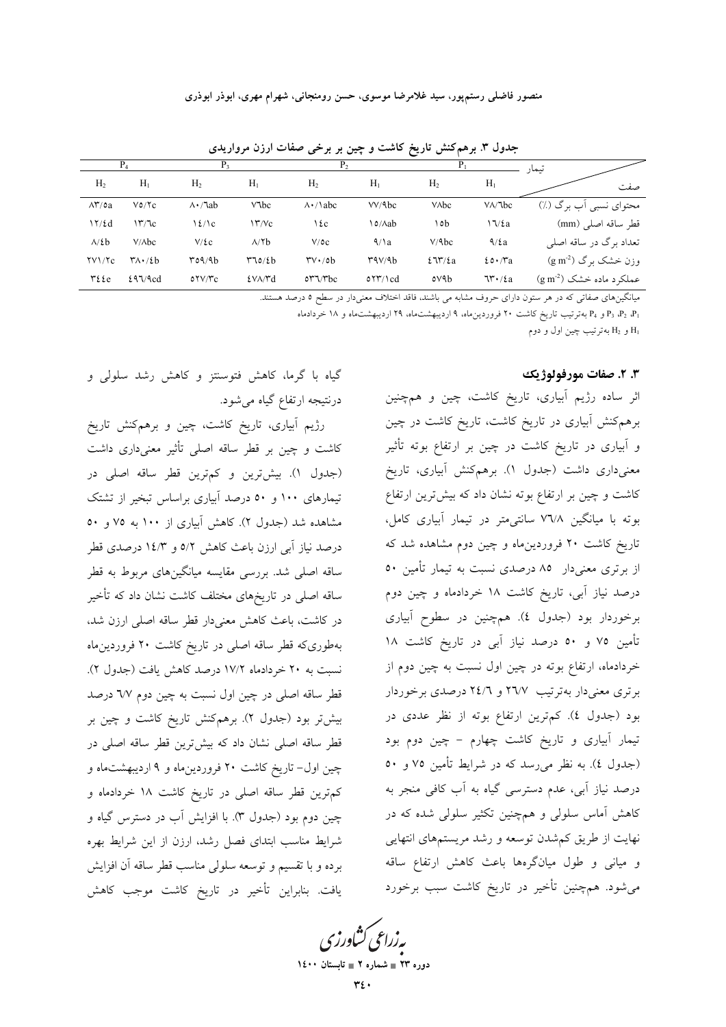جدول ۳. برهم‌کنش تاریخ کاشت و چین بر برخی صفات ارزن مرواریدی

| تیمار / صفت | $P_1$ | | $P_2$ | | $P_3$ | | $P_4$ | |
|---|---|---|---|---|---|---|---|---|
| | $H_1$ | $H_2$ | $H_1$ | $H_2$ | $H_1$ | $H_2$ | $H_1$ | $H_2$ |
| محتوای نسبی آب برگ (٪) | ۷۸/۶bc | ۷۸bc | ۷۷/۹bc | ۸۰/۱abc | ۷۶bc | ۸۰/۶ab | ۷۵/۲c | ۸۳/۵a |
| قطر ساقه اصلی (mm) | ۱۶/۴a | ۱۵b | ۱۵/۸ab | ۱۴c | ۱۳/۷c | ۱۴/۱c | ۱۳/۶c | ۱۲/۴d |
| تعداد برگ در ساقه اصلی | ۹/۴a | ۷/۹bc | ۹/۱a | ۷/۵c | ۸/۲b | ۷/۴c | ۷/۸bc | ۸/۴b |
| وزن خشک برگ ($g\ m^{-2}$) | ۴۵۰/۳a | ۴۶۳/۴a | ۳۹۷/۹b | ۳۷۰/۵b | ۳۶۵/۴b | ۳۵۹/۹b | ۳۸۰/۴b | ۲۷۱/۲c |
| عملکرد ماده خشک ($g\ m^{-2}$) | ۶۳۰/۴a | ۵۷۹b | ۵۲۳/۱cd | ۵۳۶/۳bc | ۴۷۸/۳d | ۵۲۷/۳c | ۴۹۶/۹cd | ۳۴۴e |

میانگین‌های صفاتی که در هر ستون دارای حروف مشابه می باشند، فاقد اختلاف معنی‌دار در سطح ۵ درصد هستند.

$P_1$، $P_2$، $P_3$ و $P_4$ به‌ترتیب تاریخ کاشت ۲۰ فروردین‌ماه، ۹ اردیبهشت‌ماه، ۲۹ اردیبهشت‌ماه و ۱۸ خردادماه

$H_1$ و $H_2$ به‌ترتیب چین اول و دوم

### ۳. ۲. صفات مورفولوژیک

اثر ساده رژیم آبیاری، تاریخ کاشت، چین و همچنین برهم‌کنش آبیاری در تاریخ کاشت، تاریخ کاشت در چین و آبیاری در تاریخ کاشت در چین بر ارتفاع بوته تأثیر معنی‌داری داشت (جدول ۱). برهم‌کنش آبیاری، تاریخ کاشت و چین بر ارتفاع بوته نشان داد که بیش‌ترین ارتفاع بوته با میانگین ۷۶/۸ سانتی‌متر در تیمار آبیاری کامل، تاریخ کاشت ۲۰ فروردین‌ماه و چین دوم مشاهده شد که از برتری معنی‌دار ۸۵ درصدی نسبت به تیمار تأمین ۵۰ درصد نیاز آبی، تاریخ کاشت ۱۸ خردادماه و چین دوم برخوردار بود (جدول ٤). همچنین در سطوح آبیاری تأمین ۷۵ و ۵۰ درصد نیاز آبی در تاریخ کاشت ۱۸ خردادماه، ارتفاع بوته در چین اول نسبت به چین دوم از برتری معنی‌دار به‌ترتیب ۲۶/۷ و ۲٤/۶ درصدی برخوردار بود (جدول ٤). کم‌ترین ارتفاع بوته از نظر عددی در تیمار آبیاری و تاریخ کاشت چهارم - چین دوم بود (جدول ٤). به نظر می‌رسد که در شرایط تأمین ۷۵ و ۵۰ درصد نیاز آبی، عدم دسترسی گیاه به آب کافی منجر به کاهش آماس سلولی و همچنین تکثیر سلولی شده که در نهایت از طریق کم‌شدن توسعه و رشد مریستم‌های انتهایی و میانی و طول میانگره‌ها باعث کاهش ارتفاع ساقه می‌شود. همچنین تأخیر در تاریخ کاشت سبب برخورد گیاه با گرما، کاهش فتوسنتز و کاهش رشد سلولی و درنتیجه ارتفاع گیاه می‌شود.

رژیم آبیاری، تاریخ کاشت، چین و برهم‌کنش تاریخ کاشت و چین بر قطر ساقه اصلی تأثیر معنی‌داری داشت (جدول ۱). بیش‌ترین و کم‌ترین قطر ساقه اصلی در تیمارهای ۱۰۰ و ۵۰ درصد آبیاری براساس تبخیر از تشتک مشاهده شد (جدول ۲). کاهش آبیاری از ۱۰۰ به ۷۵ و ۵۰ درصد نیاز آبی ارزن باعث کاهش ۵/۲ و ۱٤/۳ درصدی قطر ساقه اصلی شد. بررسی مقایسه میانگین‌های مربوط به قطر ساقه اصلی در تاریخ‌های مختلف کاشت نشان داد که تأخیر در کاشت، باعث کاهش معنی‌دار قطر ساقه اصلی ارزن شد، به‌طوری‌که قطر ساقه اصلی در تاریخ کاشت ۲۰ فروردین‌ماه نسبت به ۲۰ خردادماه ۱۷/۲ درصد کاهش یافت (جدول ۲). قطر ساقه اصلی در چین اول نسبت به چین دوم ۶/۷ درصد بیش‌تر بود (جدول ۲). برهم‌کنش تاریخ کاشت و چین بر قطر ساقه اصلی نشان داد که بیش‌ترین قطر ساقه اصلی در چین اول- تاریخ کاشت ۲۰ فروردین‌ماه و ۹ اردیبهشت‌ماه و کم‌ترین قطر ساقه اصلی در تاریخ کاشت ۱۸ خردادماه و چین دوم بود (جدول ۳). با افزایش آب در دسترس گیاه و شرایط مناسب ابتدای فصل رشد، ارزن از این شرایط بهره برده و با تقسیم و توسعه سلولی مناسب قطر ساقه آن افزایش یافت. بنابراین تأخیر در تاریخ کاشت موجب کاهش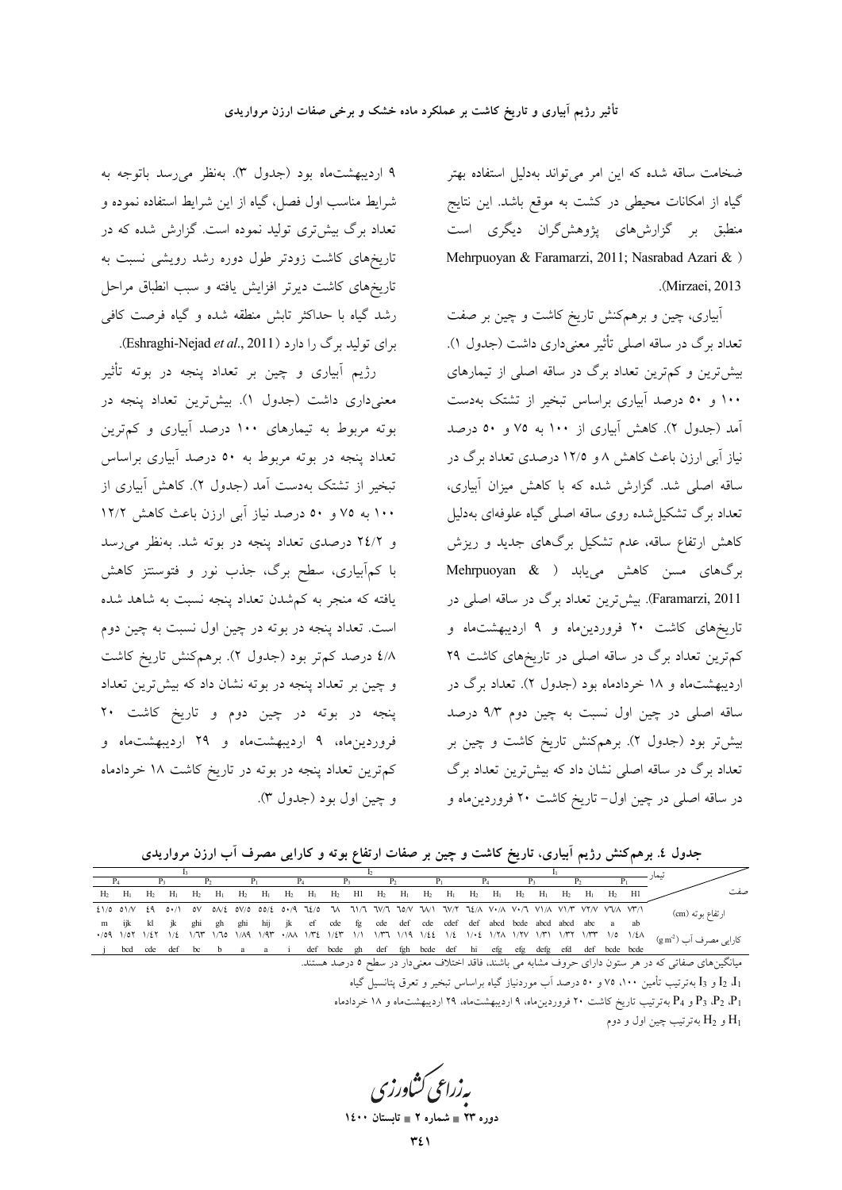ضخامت ساقه شده که این امر می‌تواند به‌دلیل استفاده بهتر گیاه از امکانات محیطی در کشت به موقع باشد. این نتایج منطبق بر گزارش‌های پژوهشگران دیگری است (Mehrpuoyan & Faramarzi, 2011; Nasrabad Azari & Mirzaei, 2013).

آبیاری، چین و برهم‌کنش تاریخ کاشت و چین بر صفت تعداد برگ در ساقه اصلی تأثیر معنی‌داری داشت (جدول ۱). بیش‌ترین و کم‌ترین تعداد برگ در ساقه اصلی از تیمارهای ۱۰۰ و ۵۰ درصد آبیاری براساس تبخیر از تشتک به‌دست آمد (جدول ۲). کاهش آبیاری از ۱۰۰ به ۷۵ و ۵۰ درصد نیاز آبی ارزن باعث کاهش ۸ و ۱۲/۵ درصدی تعداد برگ در ساقه اصلی شد. گزارش شده که با کاهش میزان آبیاری، تعداد برگ تشکیل‌شده روی ساقه اصلی گیاه علوفه‌ای به‌دلیل کاهش ارتفاع ساقه، عدم تشکیل برگ‌های جدید و ریزش برگ‌های مسن کاهش می‌یابد (Mehrpuoyan & Faramarzi, 2011). بیش‌ترین تعداد برگ در ساقه اصلی در تاریخ‌های کاشت ۲۰ فروردین‌ماه و ۹ اردیبهشت‌ماه و کم‌ترین تعداد برگ در ساقه اصلی در تاریخ‌های کاشت ۲۹ اردیبهشت‌ماه و ۱۸ خردادماه بود (جدول ۲). تعداد برگ در ساقه اصلی در چین اول نسبت به چین دوم ۹/۳ درصد بیش‌تر بود (جدول ۲). برهم‌کنش تاریخ کاشت و چین بر تعداد برگ در ساقه اصلی نشان داد که بیش‌ترین تعداد برگ در ساقه اصلی در چین اول- تاریخ کاشت ۲۰ فروردین‌ماه و ۹ اردیبهشت‌ماه بود (جدول ۳). به‌نظر می‌رسد باتوجه به شرایط مناسب اول فصل، گیاه از این شرایط استفاده نموده و تعداد برگ بیش‌تری تولید نموده است. گزارش شده که در تاریخ‌های کاشت زودتر طول دوره رشد رویشی نسبت به تاریخ‌های کاشت دیرتر افزایش یافته و سبب انطباق مراحل رشد گیاه با حداکثر تابش منطقه شده و گیاه فرصت کافی برای تولید برگ را دارد (Eshraghi-Nejad *et al.*, 2011).

رژیم آبیاری و چین بر تعداد پنجه در بوته تأثیر معنی‌داری داشت (جدول ۱). بیش‌ترین تعداد پنجه در بوته مربوط به تیمارهای ۱۰۰ درصد آبیاری و کم‌ترین تعداد پنجه در بوته مربوط به ۵۰ درصد آبیاری براساس تبخیر از تشتک به‌دست آمد (جدول ۲). کاهش آبیاری از ۱۰۰ به ۷۵ و ۵۰ درصد نیاز آبی ارزن باعث کاهش ۱۲/۲ و ۲۴/۲ درصدی تعداد پنجه در بوته شد. به‌نظر می‌رسد با کم‌آبیاری، سطح برگ، جذب نور و فتوسنتز کاهش یافته که منجر به کم‌شدن تعداد پنجه نسبت به شاهد شده است. تعداد پنجه در بوته در چین اول نسبت به چین دوم ۴/۸ درصد کم‌تر بود (جدول ۲). برهم‌کنش تاریخ کاشت و چین بر تعداد پنجه در بوته نشان داد که بیش‌ترین تعداد پنجه در بوته در چین دوم و تاریخ کاشت ۲۰ فروردین‌ماه، ۹ اردیبهشت‌ماه و ۲۹ اردیبهشت‌ماه و کم‌ترین تعداد پنجه در بوته در تاریخ کاشت ۱۸ خردادماه و چین اول بود (جدول ۳).

**جدول ۴. برهم‌کنش رژیم آبیاری، تاریخ کاشت و چین بر صفات ارتفاع بوته و کارایی مصرف آب ارزن مرواریدی**

| تیمار | $I_1$ | | | | | | | | $I_2$ | | | | | | | | $I_3$ | | | | | | | |
|---|---|---|---|---|---|---|---|---|---|---|---|---|---|---|---|---|---|---|---|---|---|---|---|---|
| | $P_1$ | | $P_2$ | | $P_3$ | | $P_4$ | | $P_1$ | | $P_2$ | | $P_3$ | | $P_4$ | | $P_1$ | | $P_2$ | | $P_3$ | | $P_4$ | |
| صفت | $H_1$ | $H_2$ | $H_1$ | $H_2$ | $H_1$ | $H_2$ | $H_1$ | $H_2$ | $H_1$ | $H_2$ | $H_1$ | $H_2$ | $H_1$ | $H_2$ | $H_1$ | $H_2$ | $H_1$ | $H_2$ | $H_1$ | $H_2$ | $H_1$ | $H_2$ | $H_1$ | $H_2$ |
| ارتفاع بوته (cm) | ۷۳/۱ ab | ۷۶/۸ a | ۷۲/۷ abc | ۷۱/۳ abcd | ۷۱/۸ abcd | ۷۰/۶ bcde | ۷۰/۸ abcd | ۶۴/۸ def | ۶۷/۲ cdef | ۶۸/۱ cde | ۶۵/۷ def | ۶۷/۶ cde | ۶۱/۶ fg | ۶۸ cde | ۶۴/۵ ef | ۵۰/۹ jk | ۵۵/۴ hij | ۵۷/۵ ghi | ۵۸/۴ gh | ۵۷ ghi | ۵۰/۱ jk | ۴۹ kl | ۵۱/۷ ijk | ۴۱/۵ m |
| کارایی مصرف آب ($g\,m^{-3}$) | ۱/۴۸ bcde | ۱/۵ bcde | ۱/۳۳ def | ۱/۳۲ efd | ۱/۳۱ defg | ۱/۲۷ efg | ۱/۲۸ efg | ۱/۰۴ hi | ۱/۴ def | ۱/۴۴ bcde | ۱/۱۹ fgh | ۱/۳۶ def | ۱/۱ gh | ۱/۴۳ bcde | ۱/۳۴ def | ۰/۸۸ i | ۱/۹۳ a | ۱/۸۹ a | ۱/۶۵ b | ۱/۶۳ bc | ۱/۴ def | ۱/۴۲ cde | ۱/۵۲ bcd | ۰/۵۹ j |

میانگین‌های صفاتی که در هر ستون دارای حروف مشابه می باشند، فاقد اختلاف معنی‌دار در سطح ۵ درصد هستند.

$I_1$، $I_2$ و $I_3$ به‌ترتیب تأمین ۱۰۰، ۷۵ و ۵۰ درصد آب موردنیاز گیاه براساس تبخیر و تعرق پتانسیل گیاه

$P_1$، $P_2$، $P_3$ و $P_4$ به‌ترتیب تاریخ کاشت ۲۰ فروردین‌ماه، ۹ اردیبهشت‌ماه، ۲۹ اردیبهشت‌ماه و ۱۸ خردادماه

$H_1$ و $H_2$ به‌ترتیب چین اول و دوم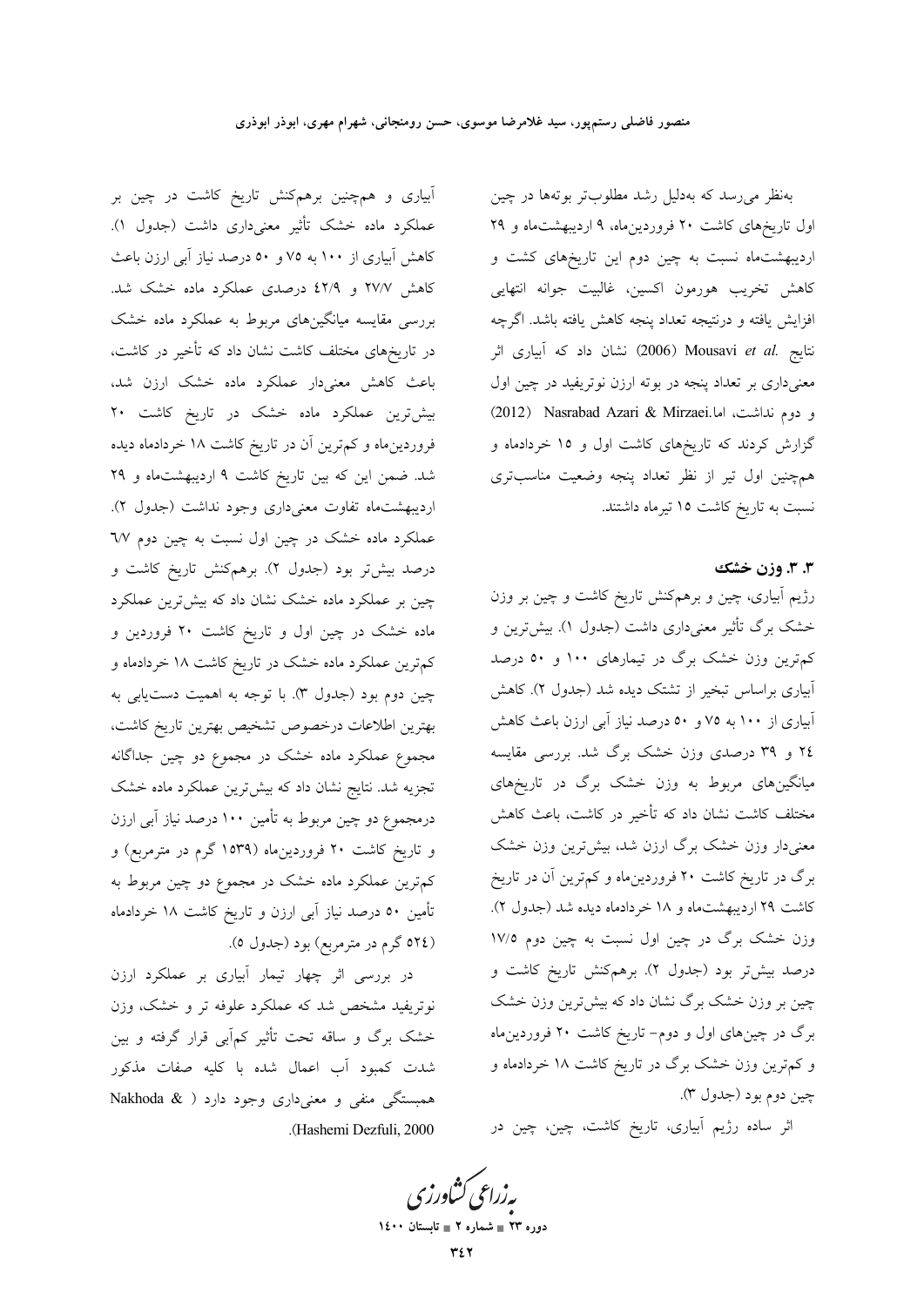بەنظر می‌رسد که به‌دلیل رشد مطلوب‌تر بوته‌ها در چین اول تاریخ‌های کاشت ۲۰ فروردین‌ماه، ۹ اردیبهشت‌ماه و ۲۹ اردیبهشت‌ماه نسبت به چین دوم این تاریخ‌های کشت و کاهش تخریب هورمون اکسین، غالبیت جوانه انتهایی افزایش یافته و درنتیجه تعداد پنجه کاهش یافته باشد. اگرچه نتایج Mousavi *et al.* (2006) نشان داد که آبیاری اثر معنی‌داری بر تعداد پنجه در بوته ارزن نوتریفید در چین اول و دوم نداشت، اما Nasrabad Azari & Mirzaei (2012) گزارش کردند که تاریخ‌های کاشت اول و ۱۵ خردادماه و همچنین اول تیر از نظر تعداد پنجه وضعیت مناسب‌تری نسبت به تاریخ کاشت ۱۵ تیرماه داشتند.

### ۳. ۳. وزن خشک

رژیم آبیاری، چین و برهم‌کنش تاریخ کاشت و چین بر وزن خشک برگ تأثیر معنی‌داری داشت (جدول ۱). بیش‌ترین و کم‌ترین وزن خشک برگ در تیمارهای ۱۰۰ و ۵۰ درصد آبیاری براساس تبخیر از تشتک دیده شد (جدول ۲). کاهش آبیاری از ۱۰۰ به ۷۵ و ۵۰ درصد نیاز آبی ارزن باعث کاهش ۲۴ و ۳۹ درصدی وزن خشک برگ شد. بررسی مقایسه میانگین‌های مربوط به وزن خشک برگ در تاریخ‌های مختلف کاشت نشان داد که تأخیر در کاشت، باعث کاهش معنی‌دار وزن خشک برگ ارزن شد، بیش‌ترین وزن خشک برگ در تاریخ کاشت ۲۰ فروردین‌ماه و کم‌ترین آن در تاریخ کاشت ۲۹ اردیبهشت‌ماه و ۱۸ خردادماه دیده شد (جدول ۲). وزن خشک برگ در چین اول نسبت به چین دوم ۱۷/۵ درصد بیش‌تر بود (جدول ۲). برهم‌کنش تاریخ کاشت و چین بر وزن خشک برگ نشان داد که بیش‌ترین وزن خشک برگ در چین‌های اول و دوم- تاریخ کاشت ۲۰ فروردین‌ماه و کم‌ترین وزن خشک برگ در تاریخ کاشت ۱۸ خردادماه و چین دوم بود (جدول ۳).

اثر ساده رژیم آبیاری، تاریخ کاشت، چین، چین در آبیاری و همچنین برهم‌کنش تاریخ کاشت در چین بر عملکرد ماده خشک تأثیر معنی‌داری داشت (جدول ۱). کاهش آبیاری از ۱۰۰ به ۷۵ و ۵۰ درصد نیاز آبی ارزن باعث کاهش ۲۷/۷ و ۴۲/۹ درصدی عملکرد ماده خشک شد. بررسی مقایسه میانگین‌های مربوط به عملکرد ماده خشک در تاریخ‌های مختلف کاشت نشان داد که تأخیر در کاشت، باعث کاهش معنی‌دار عملکرد ماده خشک ارزن شد، بیش‌ترین عملکرد ماده خشک در تاریخ کاشت ۲۰ فروردین‌ماه و کم‌ترین آن در تاریخ کاشت ۱۸ خردادماه دیده شد. ضمن این که بین تاریخ کاشت ۹ اردیبهشت‌ماه و ۲۹ اردیبهشت‌ماه تفاوت معنی‌داری وجود نداشت (جدول ۲). عملکرد ماده خشک در چین اول نسبت به چین دوم ۶/۷ درصد بیش‌تر بود (جدول ۲). برهم‌کنش تاریخ کاشت و چین بر عملکرد ماده خشک نشان داد که بیش‌ترین عملکرد ماده خشک در چین اول و تاریخ کاشت ۲۰ فروردین و کم‌ترین عملکرد ماده خشک در تاریخ کاشت ۱۸ خردادماه و چین دوم بود (جدول ۳). با توجه به اهمیت دست‌یابی به بهترین اطلاعات درخصوص تشخیص بهترین تاریخ کاشت، مجموع عملکرد ماده خشک در مجموع دو چین جداگانه تجزیه شد. نتایج نشان داد که بیش‌ترین عملکرد ماده خشک درمجموع دو چین مربوط به تأمین ۱۰۰ درصد نیاز آبی ارزن و تاریخ کاشت ۲۰ فروردین‌ماه (۱۵۳۹ گرم در مترمربع) و کم‌ترین عملکرد ماده خشک در مجموع دو چین مربوط به تأمین ۵۰ درصد نیاز آبی ارزن و تاریخ کاشت ۱۸ خردادماه (۵۲۴ گرم در مترمربع) بود (جدول ۵).

در بررسی اثر چهار تیمار آبیاری بر عملکرد ارزن نوتریفید مشخص شد که عملکرد علوفه تر و خشک، وزن خشک برگ و ساقه تحت تأثیر کم‌آبی قرار گرفته و بین شدت کمبود آب اعمال شده با کلیه صفات مذکور همبستگی منفی و معنی‌داری وجود دارد (Nakhoda & Hashemi Dezfuli, 2000).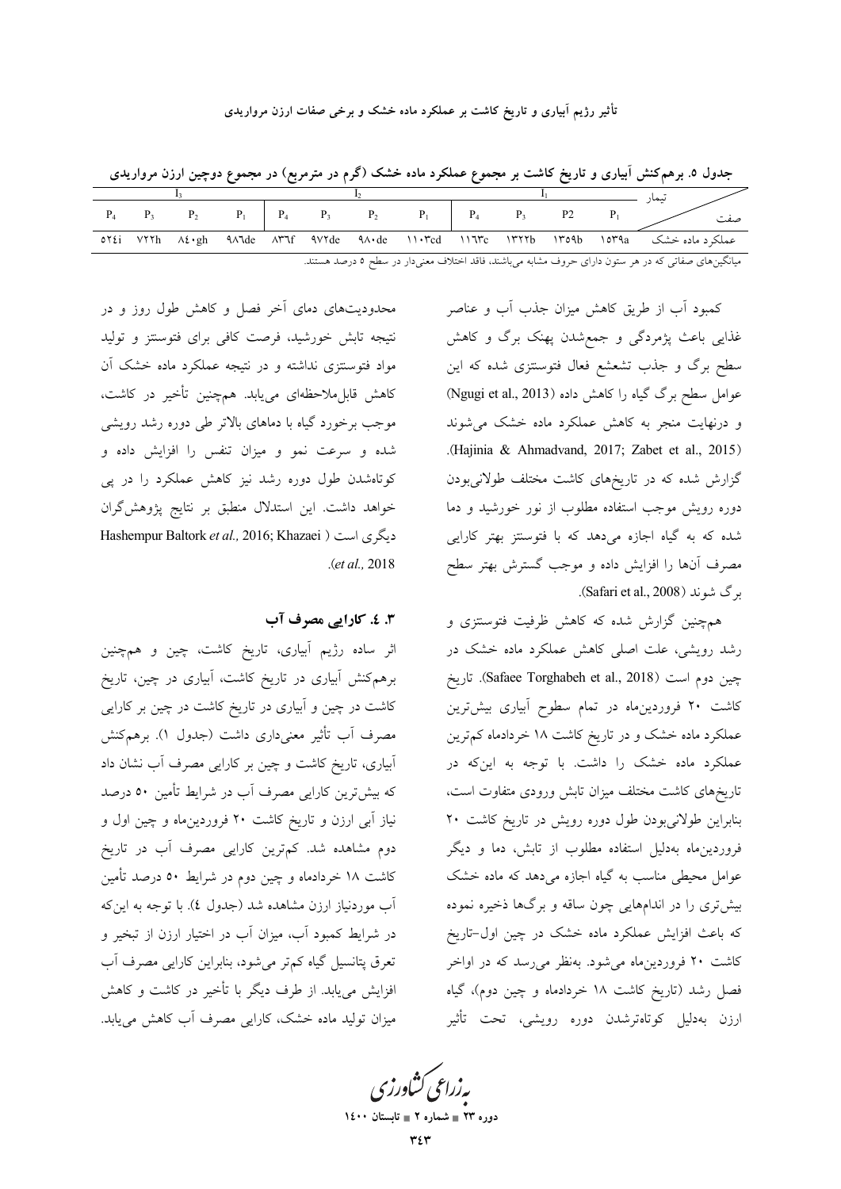جدول ۵. برهم‌کنش آبیاری و تاریخ کاشت بر مجموع عملکرد ماده خشک (گرم در مترمربع) در مجموع دوچین ارزن مرواریدی

| صفت / تیمار | $I_1$ | | | | $I_2$ | | | | $I_3$ | | | |
|---|---|---|---|---|---|---|---|---|---|---|---|---|
| | $P_1$ | P2 | $P_3$ | $P_4$ | $P_1$ | $P_2$ | $P_3$ | $P_4$ | $P_1$ | $P_2$ | $P_3$ | $P_4$ |
| عملکرد ماده خشک | ۱۵۳۹a | ۱۳۵۹b | ۱۳۲۲b | ۱۱۶۳c | ۱۱۰۳cd | ۹۸۰de | ۹۷۲de | ۸۳۶f | ۹۸۶de | ۸۴۰gh | ۷۲۲h | ۵۲۴i |

میانگین‌های صفاتی که در هر ستون دارای حروف مشابه می‌باشند، فاقد اختلاف معنی‌دار در سطح ۵ درصد هستند.

کمبود آب از طریق کاهش میزان جذب آب و عناصر غذایی باعث پژمردگی و جمع‌شدن پهنک برگ و کاهش سطح برگ و جذب تشعشع فعال فتوسنتزی شده که این عوامل سطح برگ گیاه را کاهش داده (Ngugi et al., 2013) و درنهایت منجر به کاهش عملکرد ماده خشک می‌شوند (Hajinia & Ahmadvand, 2017; Zabet et al., 2015). گزارش شده که در تاریخ‌های کاشت مختلف طولانی‌بودن دوره رویش موجب استفاده مطلوب از نور خورشید و دما شده که به گیاه اجازه می‌دهد که با فتوسنتز بهتر کارایی مصرف آن‌ها را افزایش داده و موجب گسترش بهتر سطح برگ شوند (Safari et al., 2008).

همچنین گزارش شده که کاهش ظرفیت فتوسنتزی و رشد رویشی، علت اصلی کاهش عملکرد ماده خشک در چین دوم است (Safaee Torghabeh et al., 2018). تاریخ کاشت ۲۰ فروردین‌ماه در تمام سطوح آبیاری بیش‌ترین عملکرد ماده خشک و در تاریخ کاشت ۱۸ خردادماه کم‌ترین عملکرد ماده خشک را داشت. با توجه به این‌که در تاریخ‌های کاشت مختلف میزان تابش ورودی متفاوت است، بنابراین طولانی‌بودن طول دوره رویش در تاریخ کاشت ۲۰ فروردین‌ماه به‌دلیل استفاده مطلوب از تابش، دما و دیگر عوامل محیطی مناسب به گیاه اجازه می‌دهد که ماده خشک بیش‌تری را در اندام‌هایی چون ساقه و برگ‌ها ذخیره نموده که باعث افزایش عملکرد ماده خشک در چین اول-تاریخ کاشت ۲۰ فروردین‌ماه می‌شود. به‌نظر می‌رسد که در اواخر فصل رشد (تاریخ کاشت ۱۸ خردادماه و چین دوم)، گیاه ارزن به‌دلیل کوتاه‌ترشدن دوره رویشی، تحت تأثیر محدودیت‌های دمای آخر فصل و کاهش طول روز و در نتیجه تابش خورشید، فرصت کافی برای فتوسنتز و تولید مواد فتوسنتزی نداشته و در نتیجه عملکرد ماده خشک آن کاهش قابل‌ملاحظه‌ای می‌یابد. همچنین تأخیر در کاشت، موجب برخورد گیاه با دماهای بالاتر طی دوره رشد رویشی شده و سرعت نمو و میزان تنفس را افزایش داده و کوتاه‌شدن طول دوره رشد نیز کاهش عملکرد را در پی خواهد داشت. این استدلال منطبق بر نتایج پژوهش‌گران دیگری است (Hashempur Baltork *et al.,* 2016; Khazaei *et al.,* 2018).

### ۳. ٤. کارایی مصرف آب

اثر ساده رژیم آبیاری، تاریخ کاشت، چین و همچنین برهم‌کنش آبیاری در تاریخ کاشت، آبیاری در چین، تاریخ کاشت در چین و آبیاری در تاریخ کاشت در چین بر کارایی مصرف آب تأثیر معنی‌داری داشت (جدول ۱). برهم‌کنش آبیاری، تاریخ کاشت و چین بر کارایی مصرف آب نشان داد که بیش‌ترین کارایی مصرف آب در شرایط تأمین ۵۰ درصد نیاز آبی ارزن و تاریخ کاشت ۲۰ فروردین‌ماه و چین اول و دوم مشاهده شد. کم‌ترین کارایی مصرف آب در تاریخ کاشت ۱۸ خردادماه و چین دوم در شرایط ۵۰ درصد تأمین آب موردنیاز ارزن مشاهده شد (جدول ٤). با توجه به این‌که در شرایط کمبود آب، میزان آب در اختیار ارزن از تبخیر و تعرق پتانسیل گیاه کم‌تر می‌شود، بنابراین کارایی مصرف آب افزایش می‌یابد. از طرف دیگر با تأخیر در کاشت و کاهش میزان تولید ماده خشک، کارایی مصرف آب کاهش می‌یابد.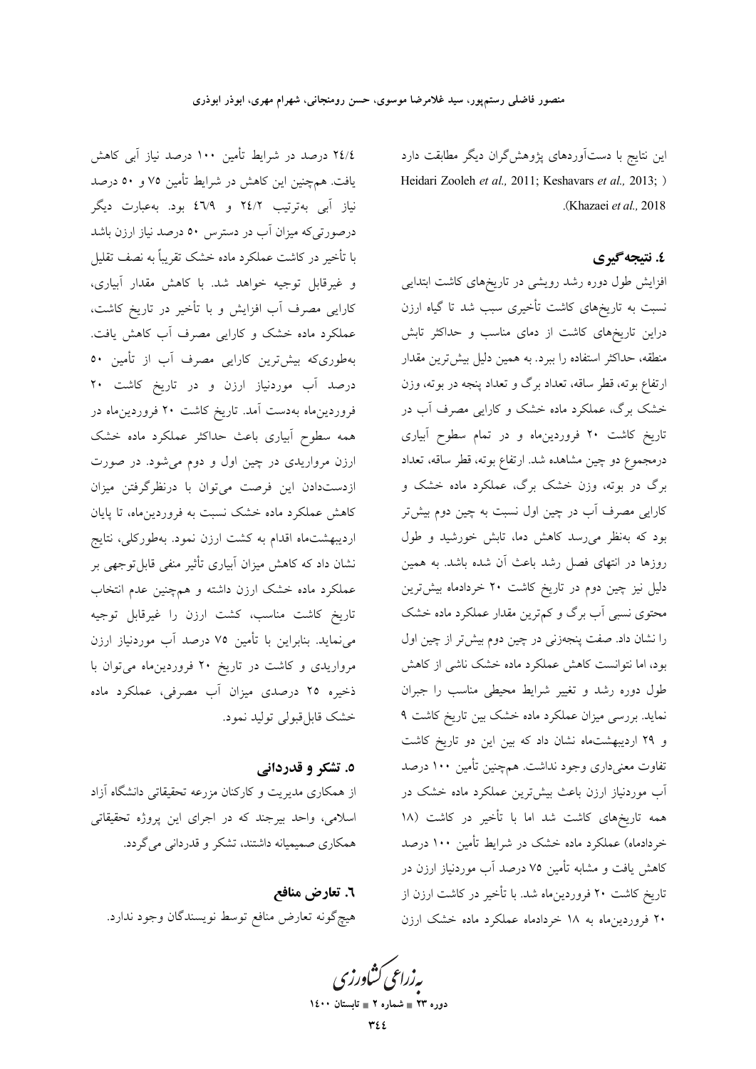این نتایج با دست‌آوردهای پژوهش‌گران دیگر مطابقت دارد (Heidari Zooleh *et al.,* 2011; Keshavars *et al.,* 2013; Khazaei *et al.,* 2018).

## ٤. نتیجه‌گیری

افزایش طول دوره رشد رویشی در تاریخ‌های کاشت ابتدایی نسبت به تاریخ‌های کاشت تأخیری سبب شد تا گیاه ارزن دراین تاریخ‌های کاشت از دمای مناسب و حداکثر تابش منطقه، حداکثر استفاده را ببرد. به همین دلیل بیش‌ترین مقدار ارتفاع بوته، قطر ساقه، تعداد برگ و تعداد پنجه در بوته، وزن خشک برگ، عملکرد ماده خشک و کارایی مصرف آب در تاریخ کاشت ۲۰ فروردین‌ماه و در تمام سطوح آبیاری درمجموع دو چین مشاهده شد. ارتفاع بوته، قطر ساقه، تعداد برگ در بوته، وزن خشک برگ، عملکرد ماده خشک و کارایی مصرف آب در چین اول نسبت به چین دوم بیش‌تر بود که به‌نظر می‌رسد کاهش دما، تابش خورشید و طول روزها در انتهای فصل رشد باعث آن شده باشد. به همین دلیل نیز چین دوم در تاریخ کاشت ۲۰ خردادماه بیش‌ترین محتوی نسبی آب برگ و کم‌ترین مقدار عملکرد ماده خشک را نشان داد. صفت پنجه‌زنی در چین دوم بیش‌تر از چین اول بود، اما نتوانست کاهش عملکرد ماده خشک ناشی از کاهش طول دوره رشد و تغییر شرایط محیطی مناسب را جبران نماید. بررسی میزان عملکرد ماده خشک بین تاریخ کاشت ۹ و ۲۹ اردیبهشت‌ماه نشان داد که بین این دو تاریخ کاشت تفاوت معنی‌داری وجود نداشت. همچنین تأمین ۱۰۰ درصد آب موردنیاز ارزن باعث بیش‌ترین عملکرد ماده خشک در همه تاریخ‌های کاشت شد اما با تأخیر در کاشت (۱۸ خردادماه) عملکرد ماده خشک در شرایط تأمین ۱۰۰ درصد کاهش یافت و مشابه تأمین ۷۵ درصد آب موردنیاز ارزن در تاریخ کاشت ۲۰ فروردین‌ماه شد. با تأخیر در کاشت ارزن از ۲۰ فروردین‌ماه به ۱۸ خردادماه عملکرد ماده خشک ارزن ۲٤/٤ درصد در شرایط تأمین ۱۰۰ درصد نیاز آبی کاهش یافت. هم‌چنین این کاهش در شرایط تأمین ۷۵ و ۵۰ درصد نیاز آبی به‌ترتیب ۲٤/۲ و ٤٦/۹ بود. به‌عبارت دیگر درصورتی‌که میزان آب در دسترس ۵۰ درصد نیاز ارزن باشد با تأخیر در کاشت عملکرد ماده خشک تقریباً به نصف تقلیل و غیرقابل توجیه خواهد شد. با کاهش مقدار آبیاری، کارایی مصرف آب افزایش و با تأخیر در تاریخ کاشت، عملکرد ماده خشک و کارایی مصرف آب کاهش یافت. به‌طوری‌که بیش‌ترین کارایی مصرف آب از تأمین ۵۰ درصد آب موردنیاز ارزن و در تاریخ کاشت ۲۰ فروردین‌ماه به‌دست آمد. تاریخ کاشت ۲۰ فروردین‌ماه در همه سطوح آبیاری باعث حداکثر عملکرد ماده خشک ارزن مرواریدی در چین اول و دوم می‌شود. در صورت ازدست‌دادن این فرصت می‌توان با درنظرگرفتن میزان کاهش عملکرد ماده خشک نسبت به فروردین‌ماه، تا پایان اردیبهشت‌ماه اقدام به کشت ارزن نمود. به‌طورکلی، نتایج نشان داد که کاهش میزان آبیاری تأثیر منفی قابل‌توجهی بر عملکرد ماده خشک ارزن داشته و هم‌چنین عدم انتخاب تاریخ کاشت مناسب، کشت ارزن را غیرقابل توجیه می‌نماید. بنابراین با تأمین ۷۵ درصد آب موردنیاز ارزن مرواریدی و کاشت در تاریخ ۲۰ فروردین‌ماه می‌توان با ذخیره ۲۵ درصدی میزان آب مصرفی، عملکرد ماده خشک قابل‌قبولی تولید نمود.

## ٥. تشکر و قدردانی

از همکاری مدیریت و کارکنان مزرعه تحقیقاتی دانشگاه آزاد اسلامی، واحد بیرجند که در اجرای این پروژه تحقیقاتی همکاری صمیمانه داشتند، تشکر و قدردانی می‌گردد.

## ٦. تعارض منافع

هیچ‌گونه تعارض منافع توسط نویسندگان وجود ندارد.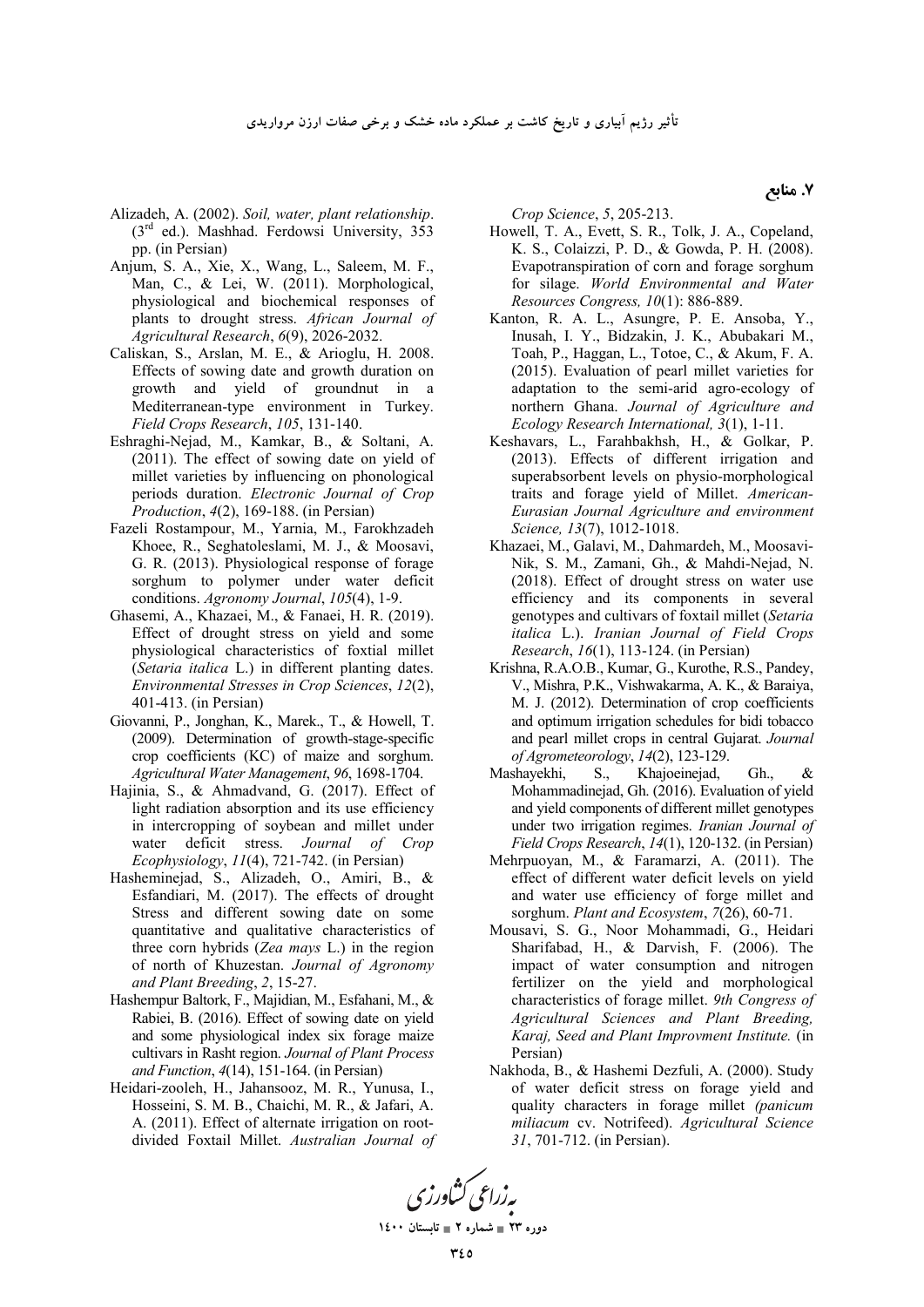## ۷. منابع

Alizadeh, A. (2002). *Soil, water, plant relationship*. (3rd ed.). Mashhad. Ferdowsi University, 353 pp. (in Persian)

Anjum, S. A., Xie, X., Wang, L., Saleem, M. F., Man, C., & Lei, W. (2011). Morphological, physiological and biochemical responses of plants to drought stress. *African Journal of Agricultural Research*, *6*(9), 2026-2032.

Caliskan, S., Arslan, M. E., & Arioglu, H. 2008. Effects of sowing date and growth duration on growth and yield of groundnut in a Mediterranean-type environment in Turkey. *Field Crops Research*, *105*, 131-140.

Eshraghi-Nejad, M., Kamkar, B., & Soltani, A. (2011). The effect of sowing date on yield of millet varieties by influencing on phonological periods duration. *Electronic Journal of Crop Production*, *4*(2), 169-188. (in Persian)

Fazeli Rostampour, M., Yarnia, M., Farokhzadeh Khoee, R., Seghatoleslami, M. J., & Moosavi, G. R. (2013). Physiological response of forage sorghum to polymer under water deficit conditions. *Agronomy Journal*, *105*(4), 1-9.

Ghasemi, A., Khazaei, M., & Fanaei, H. R. (2019). Effect of drought stress on yield and some physiological characteristics of foxtial millet (*Setaria italica* L.) in different planting dates. *Environmental Stresses in Crop Sciences*, *12*(2), 401-413. (in Persian)

Giovanni, P., Jonghan, K., Marek., T., & Howell, T. (2009). Determination of growth-stage-specific crop coefficients (KC) of maize and sorghum. *Agricultural Water Management*, *96*, 1698-1704.

Hajinia, S., & Ahmadvand, G. (2017). Effect of light radiation absorption and its use efficiency in intercropping of soybean and millet under water deficit stress. *Journal of Crop Ecophysiology*, *11*(4), 721-742. (in Persian)

Hasheminejad, S., Alizadeh, O., Amiri, B., & Esfandiari, M. (2017). The effects of drought Stress and different sowing date on some quantitative and qualitative characteristics of three corn hybrids (*Zea mays* L.) in the region of north of Khuzestan. *Journal of Agronomy and Plant Breeding*, *2*, 15-27.

Hashempur Baltork, F., Majidian, M., Esfahani, M., & Rabiei, B. (2016). Effect of sowing date on yield and some physiological index six forage maize cultivars in Rasht region. *Journal of Plant Process and Function*, *4*(14), 151-164. (in Persian)

Heidari-zooleh, H., Jahansooz, M. R., Yunusa, I., Hosseini, S. M. B., Chaichi, M. R., & Jafari, A. A. (2011). Effect of alternate irrigation on root-divided Foxtail Millet. *Australian Journal of Crop Science*, *5*, 205-213.

Howell, T. A., Evett, S. R., Tolk, J. A., Copeland, K. S., Colaizzi, P. D., & Gowda, P. H. (2008). Evapotranspiration of corn and forage sorghum for silage. *World Environmental and Water Resources Congress, 10*(1): 886-889.

Kanton, R. A. L., Asungre, P. E. Ansoba, Y., Inusah, I. Y., Bidzakin, J. K., Abubakari M., Toah, P., Haggan, L., Totoe, C., & Akum, F. A. (2015). Evaluation of pearl millet varieties for adaptation to the semi-arid agro-ecology of northern Ghana. *Journal of Agriculture and Ecology Research International, 3*(1), 1-11.

Keshavars, L., Farahbakhsh, H., & Golkar, P. (2013). Effects of different irrigation and superabsorbent levels on physio-morphological traits and forage yield of Millet. *American-Eurasian Journal Agriculture and environment Science, 13*(7), 1012-1018.

Khazaei, M., Galavi, M., Dahmardeh, M., Moosavi-Nik, S. M., Zamani, Gh., & Mahdi-Nejad, N. (2018). Effect of drought stress on water use efficiency and its components in several genotypes and cultivars of foxtail millet (*Setaria italica* L.). *Iranian Journal of Field Crops Research*, *16*(1), 113-124. (in Persian)

Krishna, R.A.O.B., Kumar, G., Kurothe, R.S., Pandey, V., Mishra, P.K., Vishwakarma, A. K., & Baraiya, M. J. (2012). Determination of crop coefficients and optimum irrigation schedules for bidi tobacco and pearl millet crops in central Gujarat. *Journal of Agrometeorology*, *14*(2), 123-129.

Mashayekhi, S., Khajoeinejad, Gh., & Mohammadinejad, Gh. (2016). Evaluation of yield and yield components of different millet genotypes under two irrigation regimes. *Iranian Journal of Field Crops Research*, *14*(1), 120-132. (in Persian)

Mehrpuoyan, M., & Faramarzi, A. (2011). The effect of different water deficit levels on yield and water use efficiency of forge millet and sorghum. *Plant and Ecosystem*, *7*(26), 60-71.

Mousavi, S. G., Noor Mohammadi, G., Heidari Sharifabad, H., & Darvish, F. (2006). The impact of water consumption and nitrogen fertilizer on the yield and morphological characteristics of forage millet. *9th Congress of Agricultural Sciences and Plant Breeding, Karaj, Seed and Plant Improvment Institute.* (in Persian)

Nakhoda, B., & Hashemi Dezfuli, A. (2000). Study of water deficit stress on forage yield and quality characters in forage millet *(panicum miliacum* cv. Notrifeed). *Agricultural Science 31*, 701-712. (in Persian).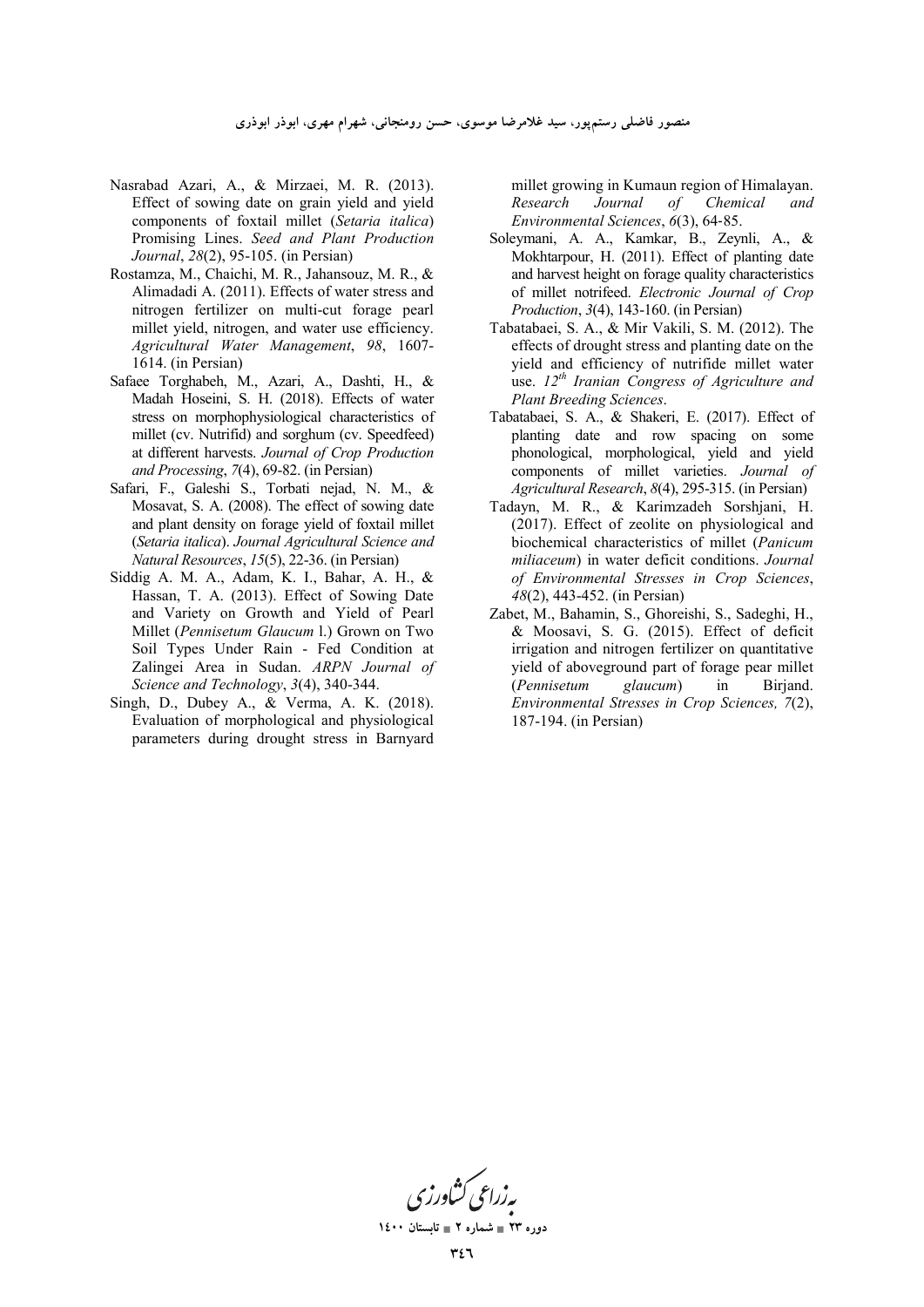Nasrabad Azari, A., & Mirzaei, M. R. (2013). Effect of sowing date on grain yield and yield components of foxtail millet (*Setaria italica*) Promising Lines. *Seed and Plant Production Journal*, *28*(2), 95-105. (in Persian)

Rostamza, M., Chaichi, M. R., Jahansouz, M. R., & Alimadadi A. (2011). Effects of water stress and nitrogen fertilizer on multi-cut forage pearl millet yield, nitrogen, and water use efficiency. *Agricultural Water Management*, *98*, 1607-1614. (in Persian)

Safaee Torghabeh, M., Azari, A., Dashti, H., & Madah Hoseini, S. H. (2018). Effects of water stress on morphophysiological characteristics of millet (cv. Nutrifid) and sorghum (cv. Speedfeed) at different harvests. *Journal of Crop Production and Processing*, *7*(4), 69-82. (in Persian)

Safari, F., Galeshi S., Torbati nejad, N. M., & Mosavat, S. A. (2008). The effect of sowing date and plant density on forage yield of foxtail millet (*Setaria italica*). *Journal Agricultural Science and Natural Resources*, *15*(5), 22-36. (in Persian)

Siddig A. M. A., Adam, K. I., Bahar, A. H., & Hassan, T. A. (2013). Effect of Sowing Date and Variety on Growth and Yield of Pearl Millet (*Pennisetum Glaucum* l.) Grown on Two Soil Types Under Rain - Fed Condition at Zalingei Area in Sudan. *ARPN Journal of Science and Technology*, *3*(4), 340-344.

Singh, D., Dubey A., & Verma, A. K. (2018). Evaluation of morphological and physiological parameters during drought stress in Barnyard millet growing in Kumaun region of Himalayan. *Research Journal of Chemical and Environmental Sciences*, *6*(3), 64-85.

Soleymani, A. A., Kamkar, B., Zeynli, A., & Mokhtarpour, H. (2011). Effect of planting date and harvest height on forage quality characteristics of millet notrifeed. *Electronic Journal of Crop Production*, *3*(4), 143-160. (in Persian)

Tabatabaei, S. A., & Mir Vakili, S. M. (2012). The effects of drought stress and planting date on the yield and efficiency of nutrifide millet water use. *12th Iranian Congress of Agriculture and Plant Breeding Sciences*.

Tabatabaei, S. A., & Shakeri, E. (2017). Effect of planting date and row spacing on some phonological, morphological, yield and yield components of millet varieties. *Journal of Agricultural Research*, *8*(4), 295-315. (in Persian)

Tadayn, M. R., & Karimzadeh Sorshjani, H. (2017). Effect of zeolite on physiological and biochemical characteristics of millet (*Panicum miliaceum*) in water deficit conditions. *Journal of Environmental Stresses in Crop Sciences*, *48*(2), 443-452. (in Persian)

Zabet, M., Bahamin, S., Ghoreishi, S., Sadeghi, H., & Moosavi, S. G. (2015). Effect of deficit irrigation and nitrogen fertilizer on quantitative yield of aboveground part of forage pear millet (*Pennisetum glaucum*) in Birjand. *Environmental Stresses in Crop Sciences, 7*(2), 187-194. (in Persian)